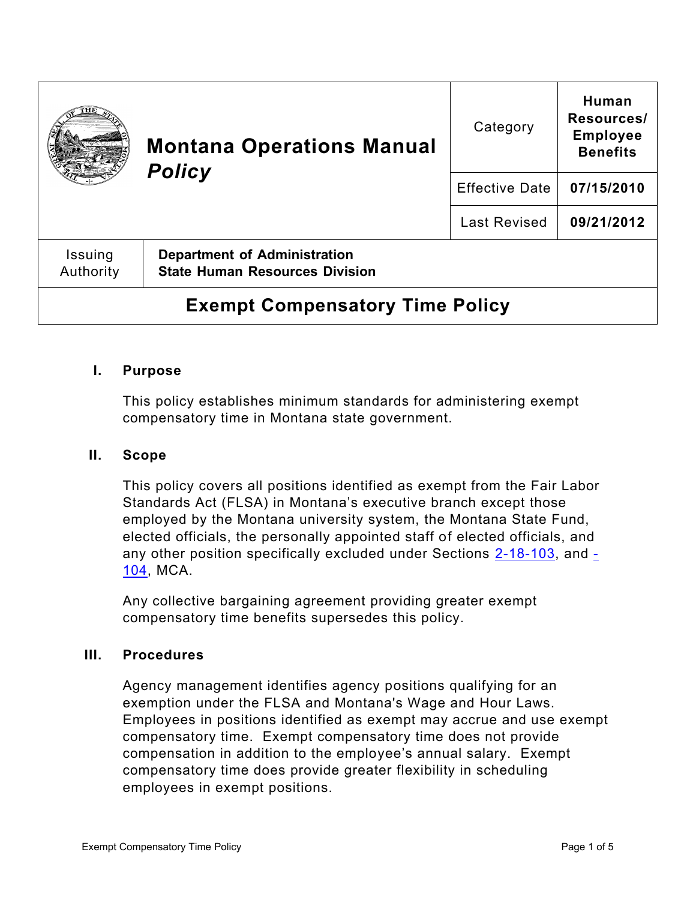| Montana Operations Manual *Policy* | Category | **Human Resources/ Employee Benefits** |
|---|---|---|
| | Effective Date | **07/15/2010** |
| | Last Revised | **09/21/2012** |

| Issuing Authority | **Department of Administration State Human Resources Division** |
|---|---|

# Exempt Compensatory Time Policy

## I. Purpose

This policy establishes minimum standards for administering exempt compensatory time in Montana state government.

## II. Scope

This policy covers all positions identified as exempt from the Fair Labor Standards Act (FLSA) in Montana's executive branch except those employed by the Montana university system, the Montana State Fund, elected officials, the personally appointed staff of elected officials, and any other position specifically excluded under Sections 2-18-103, and -104, MCA.

Any collective bargaining agreement providing greater exempt compensatory time benefits supersedes this policy.

## III. Procedures

Agency management identifies agency positions qualifying for an exemption under the FLSA and Montana's Wage and Hour Laws. Employees in positions identified as exempt may accrue and use exempt compensatory time. Exempt compensatory time does not provide compensation in addition to the employee's annual salary. Exempt compensatory time does provide greater flexibility in scheduling employees in exempt positions.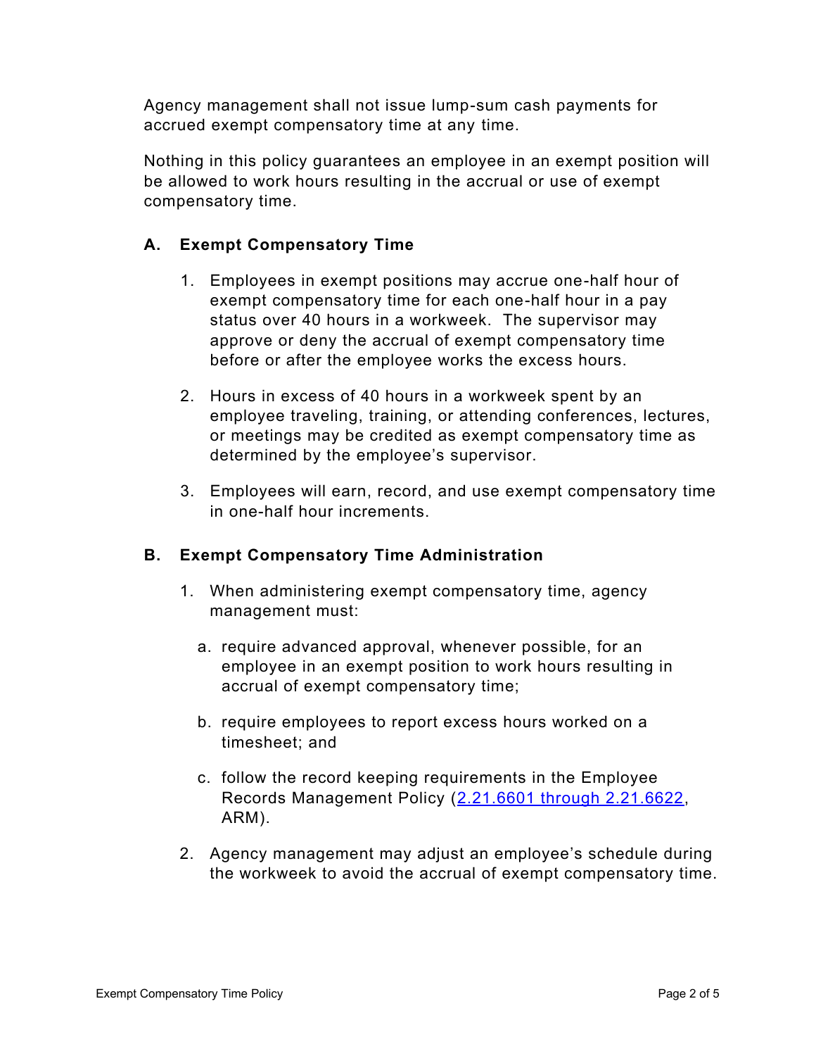Agency management shall not issue lump-sum cash payments for accrued exempt compensatory time at any time.

Nothing in this policy guarantees an employee in an exempt position will be allowed to work hours resulting in the accrual or use of exempt compensatory time.

### A. Exempt Compensatory Time

1. Employees in exempt positions may accrue one-half hour of exempt compensatory time for each one-half hour in a pay status over 40 hours in a workweek. The supervisor may approve or deny the accrual of exempt compensatory time before or after the employee works the excess hours.

2. Hours in excess of 40 hours in a workweek spent by an employee traveling, training, or attending conferences, lectures, or meetings may be credited as exempt compensatory time as determined by the employee's supervisor.

3. Employees will earn, record, and use exempt compensatory time in one-half hour increments.

### B. Exempt Compensatory Time Administration

1. When administering exempt compensatory time, agency management must:

   a. require advanced approval, whenever possible, for an employee in an exempt position to work hours resulting in accrual of exempt compensatory time;

   b. require employees to report excess hours worked on a timesheet; and

   c. follow the record keeping requirements in the Employee Records Management Policy (2.21.6601 through 2.21.6622, ARM).

2. Agency management may adjust an employee's schedule during the workweek to avoid the accrual of exempt compensatory time.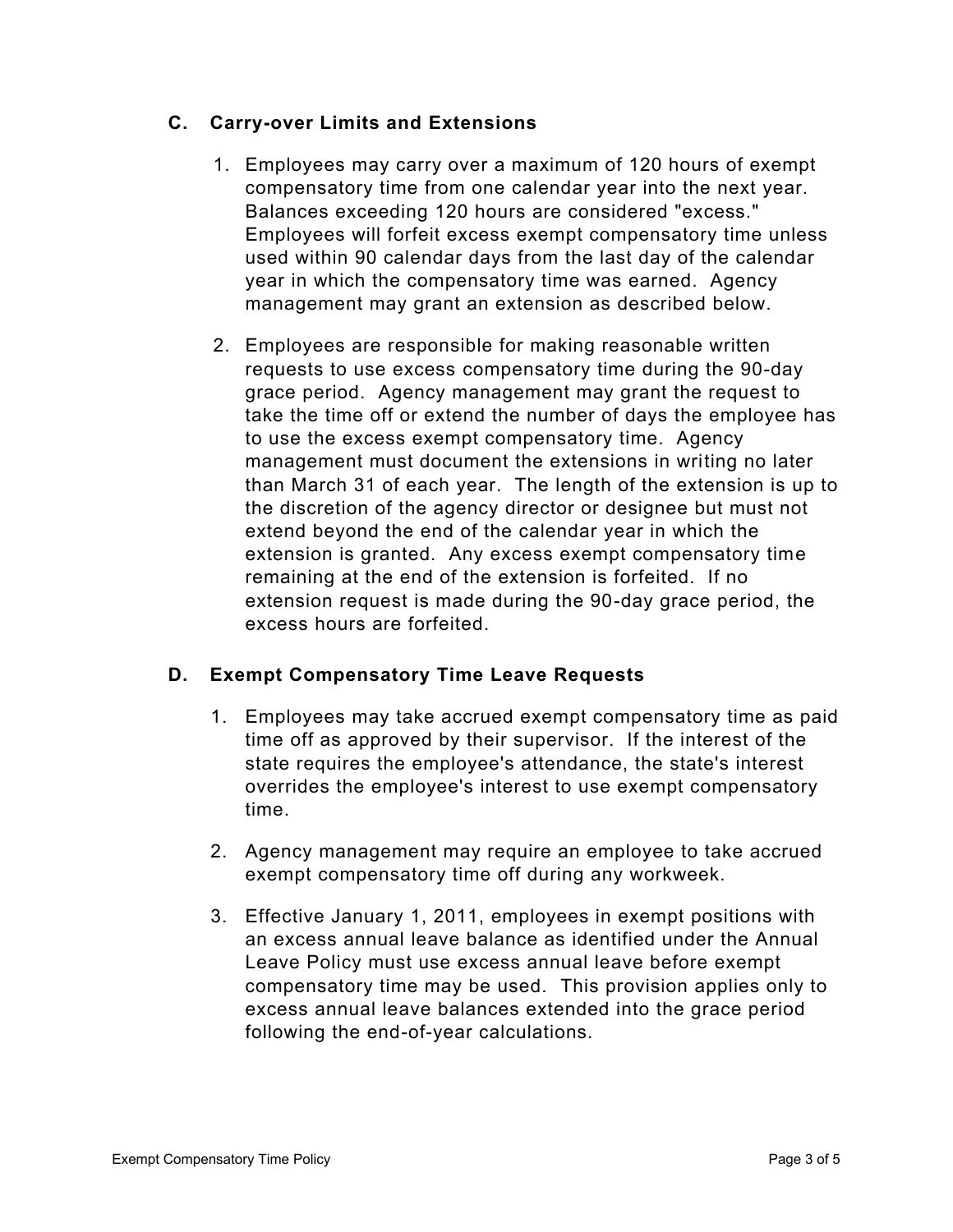## C. Carry-over Limits and Extensions

1. Employees may carry over a maximum of 120 hours of exempt compensatory time from one calendar year into the next year. Balances exceeding 120 hours are considered "excess." Employees will forfeit excess exempt compensatory time unless used within 90 calendar days from the last day of the calendar year in which the compensatory time was earned. Agency management may grant an extension as described below.

2. Employees are responsible for making reasonable written requests to use excess compensatory time during the 90-day grace period. Agency management may grant the request to take the time off or extend the number of days the employee has to use the excess exempt compensatory time. Agency management must document the extensions in writing no later than March 31 of each year. The length of the extension is up to the discretion of the agency director or designee but must not extend beyond the end of the calendar year in which the extension is granted. Any excess exempt compensatory time remaining at the end of the extension is forfeited. If no extension request is made during the 90-day grace period, the excess hours are forfeited.

## D. Exempt Compensatory Time Leave Requests

1. Employees may take accrued exempt compensatory time as paid time off as approved by their supervisor. If the interest of the state requires the employee's attendance, the state's interest overrides the employee's interest to use exempt compensatory time.

2. Agency management may require an employee to take accrued exempt compensatory time off during any workweek.

3. Effective January 1, 2011, employees in exempt positions with an excess annual leave balance as identified under the Annual Leave Policy must use excess annual leave before exempt compensatory time may be used. This provision applies only to excess annual leave balances extended into the grace period following the end-of-year calculations.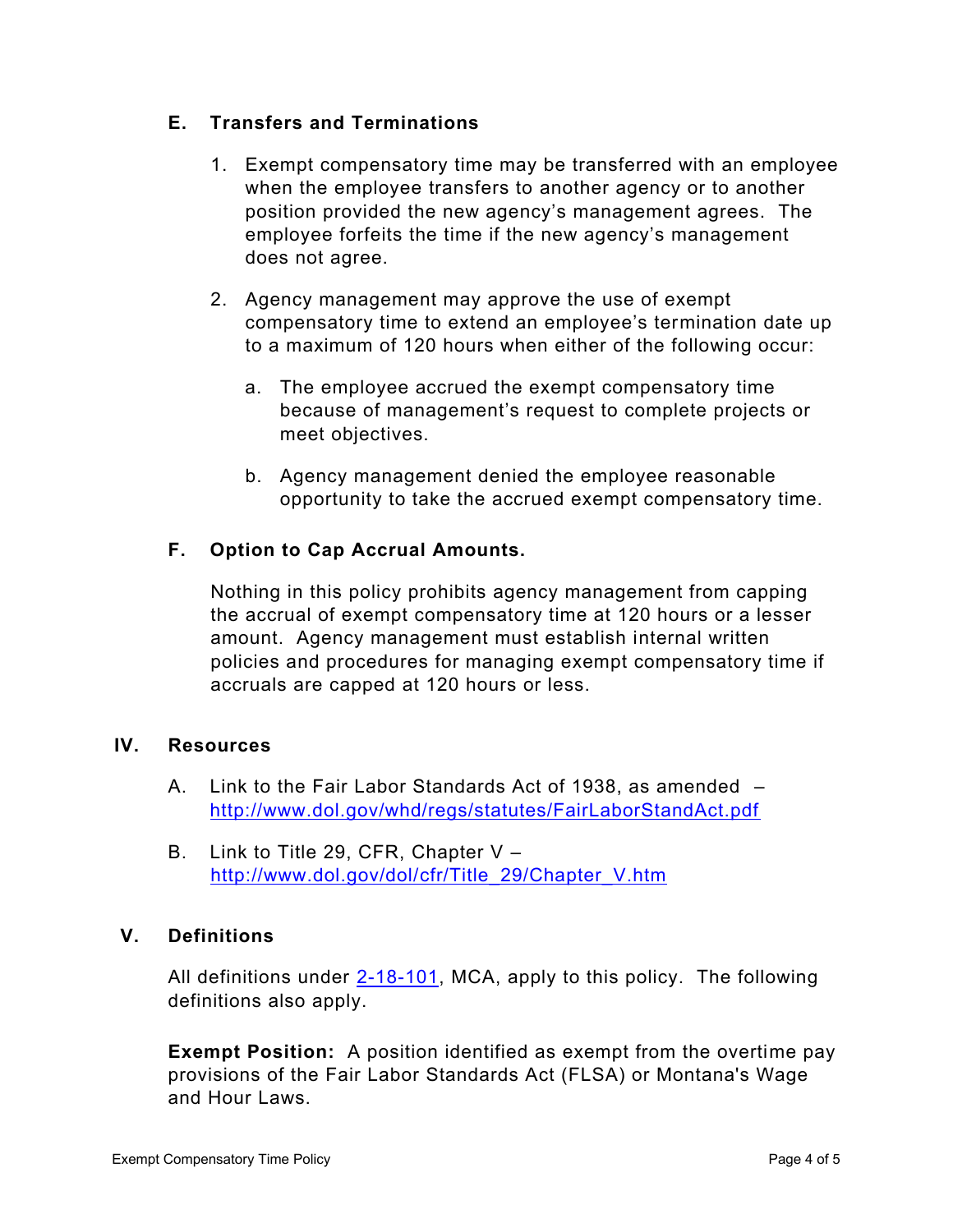### E. Transfers and Terminations

1. Exempt compensatory time may be transferred with an employee when the employee transfers to another agency or to another position provided the new agency's management agrees. The employee forfeits the time if the new agency's management does not agree.

2. Agency management may approve the use of exempt compensatory time to extend an employee's termination date up to a maximum of 120 hours when either of the following occur:

   a. The employee accrued the exempt compensatory time because of management's request to complete projects or meet objectives.

   b. Agency management denied the employee reasonable opportunity to take the accrued exempt compensatory time.

### F. Option to Cap Accrual Amounts.

Nothing in this policy prohibits agency management from capping the accrual of exempt compensatory time at 120 hours or a lesser amount. Agency management must establish internal written policies and procedures for managing exempt compensatory time if accruals are capped at 120 hours or less.

## IV. Resources

A. Link to the Fair Labor Standards Act of 1938, as amended – [http://www.dol.gov/whd/regs/statutes/FairLaborStandAct.pdf](http://www.dol.gov/whd/regs/statutes/FairLaborStandAct.pdf)

B. Link to Title 29, CFR, Chapter V – [http://www.dol.gov/dol/cfr/Title_29/Chapter_V.htm](http://www.dol.gov/dol/cfr/Title_29/Chapter_V.htm)

## V. Definitions

All definitions under 2-18-101, MCA, apply to this policy. The following definitions also apply.

**Exempt Position:** A position identified as exempt from the overtime pay provisions of the Fair Labor Standards Act (FLSA) or Montana's Wage and Hour Laws.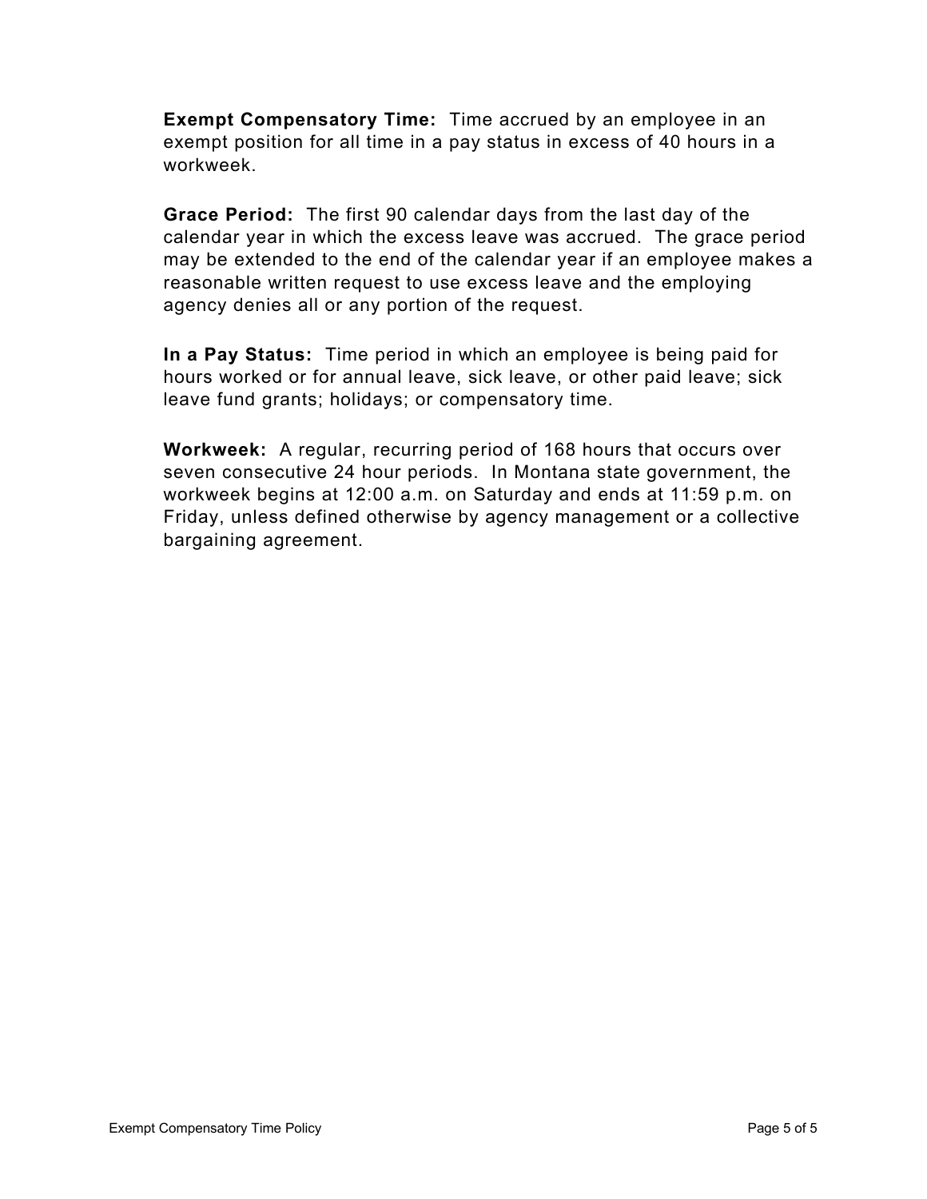**Exempt Compensatory Time:** Time accrued by an employee in an exempt position for all time in a pay status in excess of 40 hours in a workweek.

**Grace Period:** The first 90 calendar days from the last day of the calendar year in which the excess leave was accrued. The grace period may be extended to the end of the calendar year if an employee makes a reasonable written request to use excess leave and the employing agency denies all or any portion of the request.

**In a Pay Status:** Time period in which an employee is being paid for hours worked or for annual leave, sick leave, or other paid leave; sick leave fund grants; holidays; or compensatory time.

**Workweek:** A regular, recurring period of 168 hours that occurs over seven consecutive 24 hour periods. In Montana state government, the workweek begins at 12:00 a.m. on Saturday and ends at 11:59 p.m. on Friday, unless defined otherwise by agency management or a collective bargaining agreement.